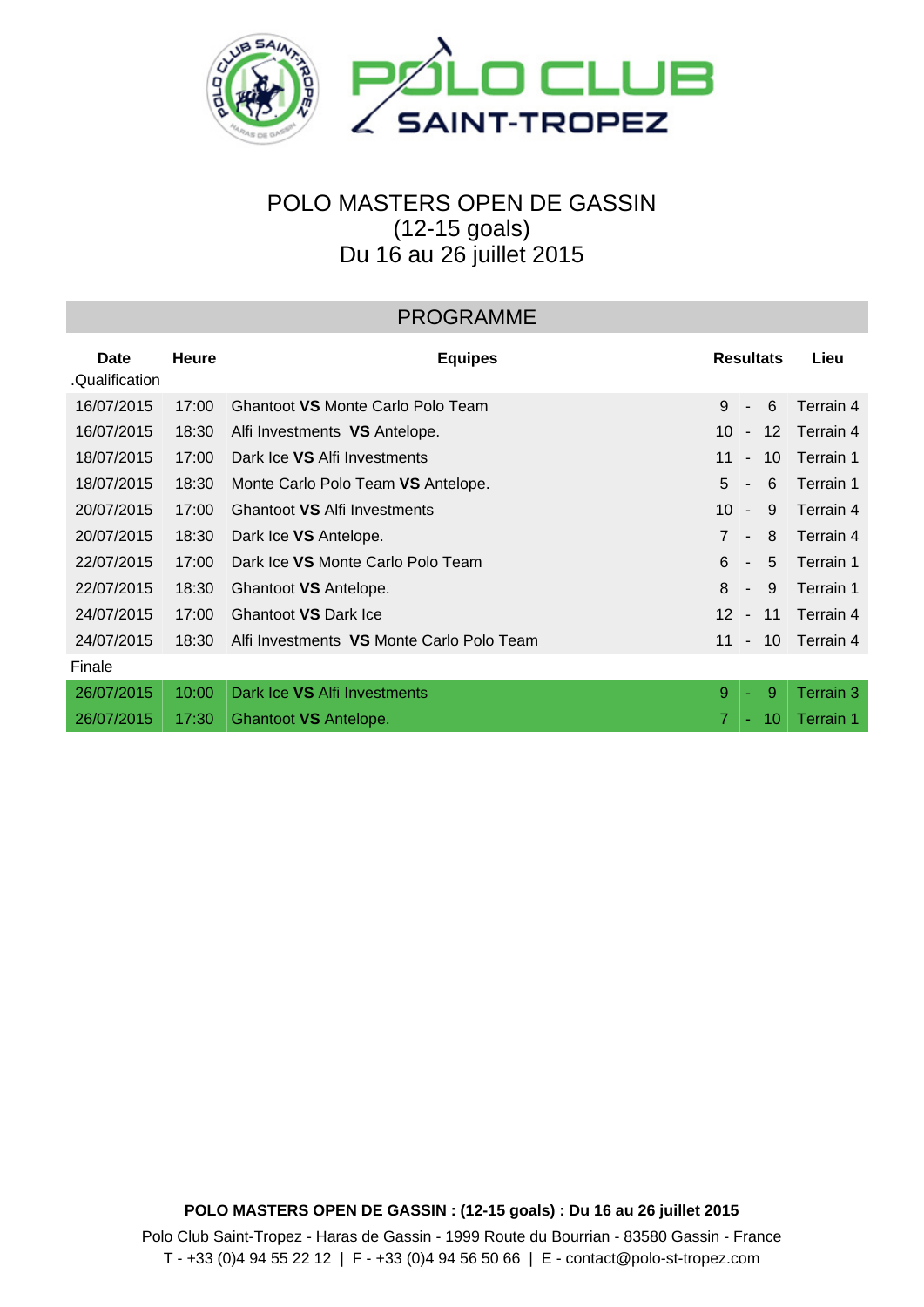# POLO CLUB SAINT-TROPEZ

## POLO MASTERS OPEN DE GASSIN
## (12-15 goals)
## Du 16 au 26 juillet 2015

### PROGRAMME

| Date | Heure | Equipes | Resultats | Lieu |
|---|---|---|---|---|
| .Qualification | | | | |
| 16/07/2015 | 17:00 | Ghantoot **VS** Monte Carlo Polo Team | 9 - 6 | Terrain 4 |
| 16/07/2015 | 18:30 | Alfi Investments **VS** Antelope. | 10 - 12 | Terrain 4 |
| 18/07/2015 | 17:00 | Dark Ice **VS** Alfi Investments | 11 - 10 | Terrain 1 |
| 18/07/2015 | 18:30 | Monte Carlo Polo Team **VS** Antelope. | 5 - 6 | Terrain 1 |
| 20/07/2015 | 17:00 | Ghantoot **VS** Alfi Investments | 10 - 9 | Terrain 4 |
| 20/07/2015 | 18:30 | Dark Ice **VS** Antelope. | 7 - 8 | Terrain 4 |
| 22/07/2015 | 17:00 | Dark Ice **VS** Monte Carlo Polo Team | 6 - 5 | Terrain 1 |
| 22/07/2015 | 18:30 | Ghantoot **VS** Antelope. | 8 - 9 | Terrain 1 |
| 24/07/2015 | 17:00 | Ghantoot **VS** Dark Ice | 12 - 11 | Terrain 4 |
| 24/07/2015 | 18:30 | Alfi Investments **VS** Monte Carlo Polo Team | 11 - 10 | Terrain 4 |
| Finale | | | | |
| 26/07/2015 | 10:00 | Dark Ice **VS** Alfi Investments | 9 - 9 | Terrain 3 |
| 26/07/2015 | 17:30 | Ghantoot **VS** Antelope. | 7 - 10 | Terrain 1 |

**POLO MASTERS OPEN DE GASSIN : (12-15 goals) : Du 16 au 26 juillet 2015**

Polo Club Saint-Tropez - Haras de Gassin - 1999 Route du Bourrian - 83580 Gassin - France
T - +33 (0)4 94 55 22 12 | F - +33 (0)4 94 56 50 66 | E - contact@polo-st-tropez.com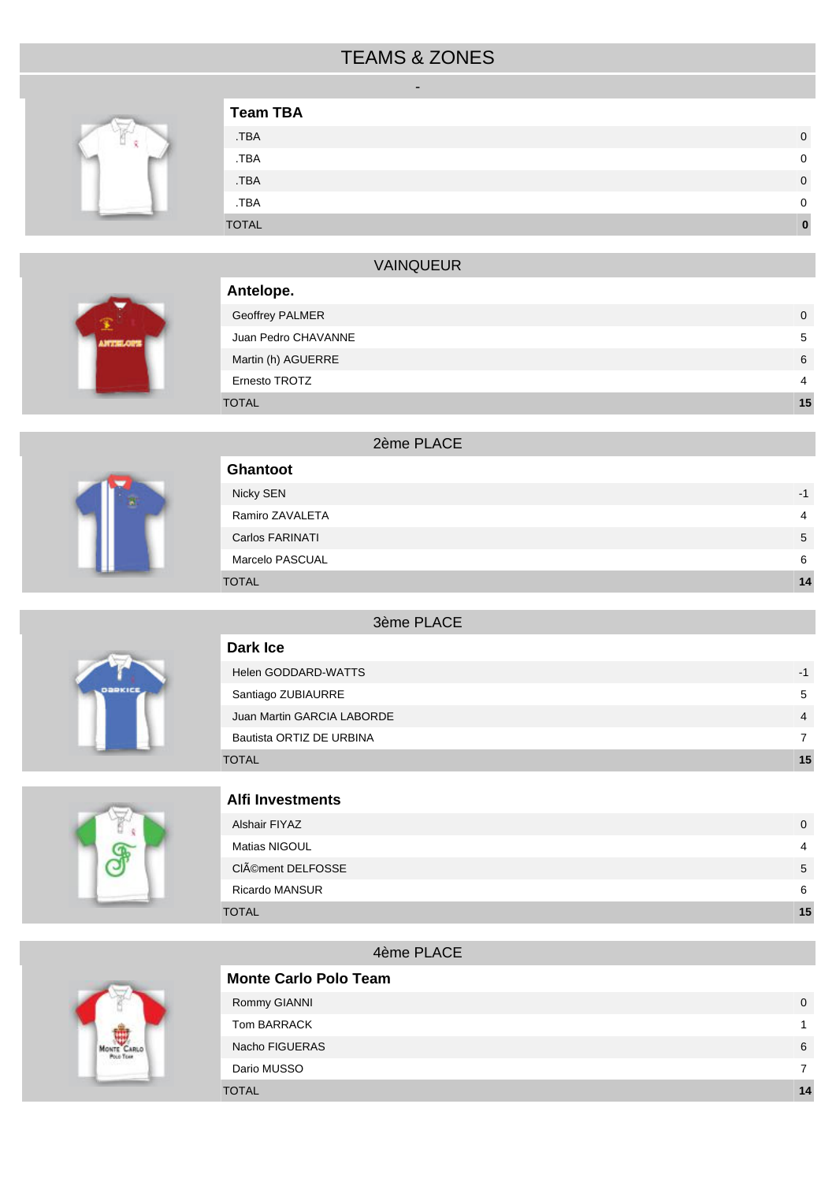# TEAMS & ZONES

-

## Team TBA

| Player | Handicap |
|---|---|
| .TBA | 0 |
| .TBA | 0 |
| .TBA | 0 |
| .TBA | 0 |
| TOTAL | **0** |

## VAINQUEUR

### Antelope.

| Player | Handicap |
|---|---|
| Geoffrey PALMER | 0 |
| Juan Pedro CHAVANNE | 5 |
| Martin (h) AGUERRE | 6 |
| Ernesto TROTZ | 4 |
| TOTAL | **15** |

## 2ème PLACE

### Ghantoot

| Player | Handicap |
|---|---|
| Nicky SEN | -1 |
| Ramiro ZAVALETA | 4 |
| Carlos FARINATI | 5 |
| Marcelo PASCUAL | 6 |
| TOTAL | **14** |

## 3ème PLACE

### Dark Ice

| Player | Handicap |
|---|---|
| Helen GODDARD-WATTS | -1 |
| Santiago ZUBIAURRE | 5 |
| Juan Martin GARCIA LABORDE | 4 |
| Bautista ORTIZ DE URBINA | 7 |
| TOTAL | **15** |

### Alfi Investments

| Player | Handicap |
|---|---|
| Alshair FIYAZ | 0 |
| Matias NIGOUL | 4 |
| ClÃ©ment DELFOSSE | 5 |
| Ricardo MANSUR | 6 |
| TOTAL | **15** |

## 4ème PLACE

### Monte Carlo Polo Team

| Player | Handicap |
|---|---|
| Rommy GIANNI | 0 |
| Tom BARRACK | 1 |
| Nacho FIGUERAS | 6 |
| Dario MUSSO | 7 |
| TOTAL | **14** |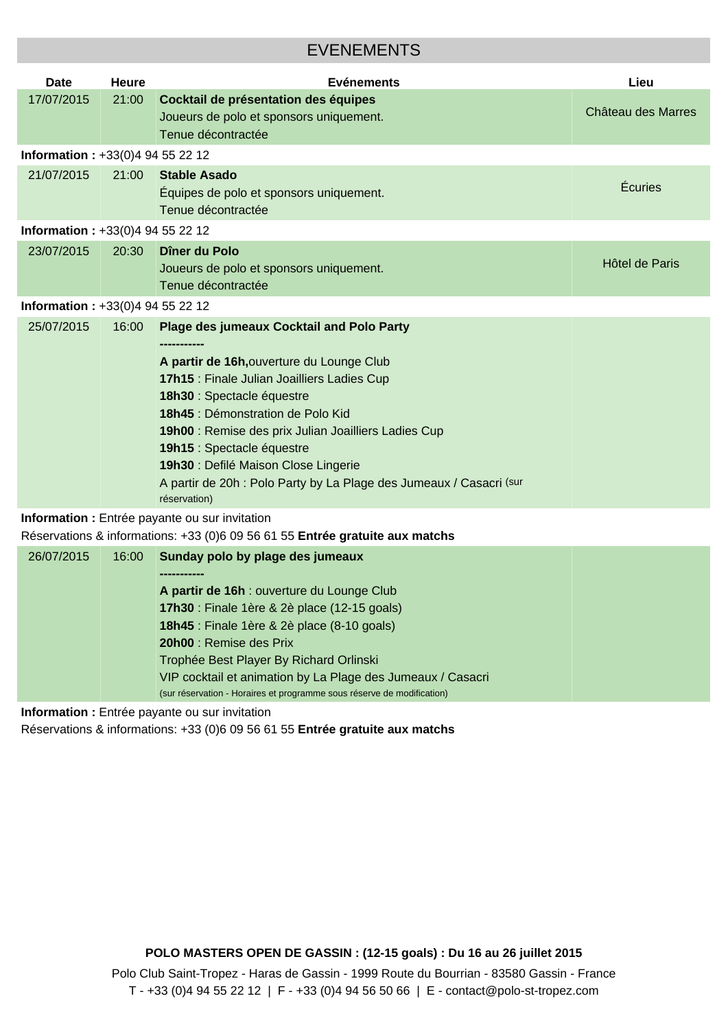## EVENEMENTS

| Date | Heure | Evénements | Lieu |
|---|---|---|---|
| 17/07/2015 | 21:00 | **Cocktail de présentation des équipes**<br>Joueurs de polo et sponsors uniquement.<br>Tenue décontractée | Château des Marres |

**Information :** +33(0)4 94 55 22 12

| Date | Heure | Evénements | Lieu |
|---|---|---|---|
| 21/07/2015 | 21:00 | **Stable Asado**<br>Équipes de polo et sponsors uniquement.<br>Tenue décontractée | Écuries |

**Information :** +33(0)4 94 55 22 12

| Date | Heure | Evénements | Lieu |
|---|---|---|---|
| 23/07/2015 | 20:30 | **Dîner du Polo**<br>Joueurs de polo et sponsors uniquement.<br>Tenue décontractée | Hôtel de Paris |

**Information :** +33(0)4 94 55 22 12

| Date | Heure | Evénements | Lieu |
|---|---|---|---|
| 25/07/2015 | 16:00 | **Plage des jumeaux Cocktail and Polo Party**<br>**-----------**<br>**A partir de 16h,** ouverture du Lounge Club<br>**17h15** : Finale Julian Joailliers Ladies Cup<br>**18h30** : Spectacle équestre<br>**18h45** : Démonstration de Polo Kid<br>**19h00** : Remise des prix Julian Joailliers Ladies Cup<br>**19h15** : Spectacle équestre<br>**19h30** : Defilé Maison Close Lingerie<br>A partir de 20h : Polo Party by La Plage des Jumeaux / Casacri (sur réservation) | |

**Information :** Entrée payante ou sur invitation
Réservations & informations: +33 (0)6 09 56 61 55 **Entrée gratuite aux matchs**

| Date | Heure | Evénements | Lieu |
|---|---|---|---|
| 26/07/2015 | 16:00 | **Sunday polo by plage des jumeaux**<br>**-----------**<br>**A partir de 16h** : ouverture du Lounge Club<br>**17h30** : Finale 1ère & 2è place (12-15 goals)<br>**18h45** : Finale 1ère & 2è place (8-10 goals)<br>**20h00** : Remise des Prix<br>Trophée Best Player By Richard Orlinski<br>VIP cocktail et animation by La Plage des Jumeaux / Casacri<br>(sur réservation - Horaires et programme sous réserve de modification) | |

**Information :** Entrée payante ou sur invitation
Réservations & informations: +33 (0)6 09 56 61 55 **Entrée gratuite aux matchs**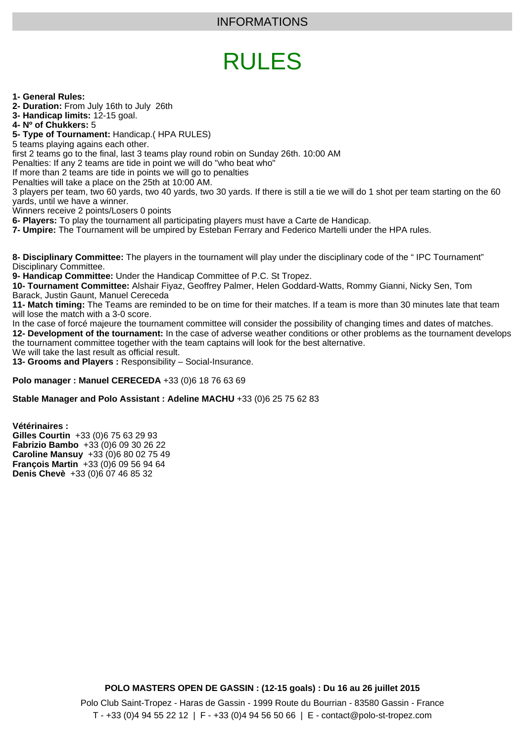INFORMATIONS

# RULES

**1- General Rules:**
**2- Duration:** From July 16th to July 26th
**3- Handicap limits:** 12-15 goal.
**4- Nº of Chukkers:** 5
**5- Type of Tournament:** Handicap.( HPA RULES)
5 teams playing agains each other.
first 2 teams go to the final, last 3 teams play round robin on Sunday 26th. 10:00 AM
Penalties: If any 2 teams are tide in point we will do "who beat who"
If more than 2 teams are tide in points we will go to penalties
Penalties will take a place on the 25th at 10:00 AM.
3 players per team, two 60 yards, two 40 yards, two 30 yards. If there is still a tie we will do 1 shot per team starting on the 60 yards, until we have a winner.
Winners receive 2 points/Losers 0 points
**6- Players:** To play the tournament all participating players must have a Carte de Handicap.
**7- Umpire:** The Tournament will be umpired by Esteban Ferrary and Federico Martelli under the HPA rules.

**8- Disciplinary Committee:** The players in the tournament will play under the disciplinary code of the " IPC Tournament" Disciplinary Committee.
**9- Handicap Committee:** Under the Handicap Committee of P.C. St Tropez.
**10- Tournament Committee:** Alshair Fiyaz, Geoffrey Palmer, Helen Goddard-Watts, Rommy Gianni, Nicky Sen, Tom Barack, Justin Gaunt, Manuel Cereceda
**11- Match timing:** The Teams are reminded to be on time for their matches. If a team is more than 30 minutes late that team will lose the match with a 3-0 score.
In the case of forcé majeure the tournament committee will consider the possibility of changing times and dates of matches.
**12- Development of the tournament:** In the case of adverse weather conditions or other problems as the tournament develops the tournament committee together with the team captains will look for the best alternative.
We will take the last result as official result.
**13- Grooms and Players :** Responsibility – Social-Insurance.

**Polo manager : Manuel CERECEDA** +33 (0)6 18 76 63 69

**Stable Manager and Polo Assistant : Adeline MACHU** +33 (0)6 25 75 62 83

**Vétérinaires :**
**Gilles Courtin** +33 (0)6 75 63 29 93
**Fabrizio Bambo** +33 (0)6 09 30 26 22
**Caroline Mansuy** +33 (0)6 80 02 75 49
**François Martin** +33 (0)6 09 56 94 64
**Denis Chevè** +33 (0)6 07 46 85 32